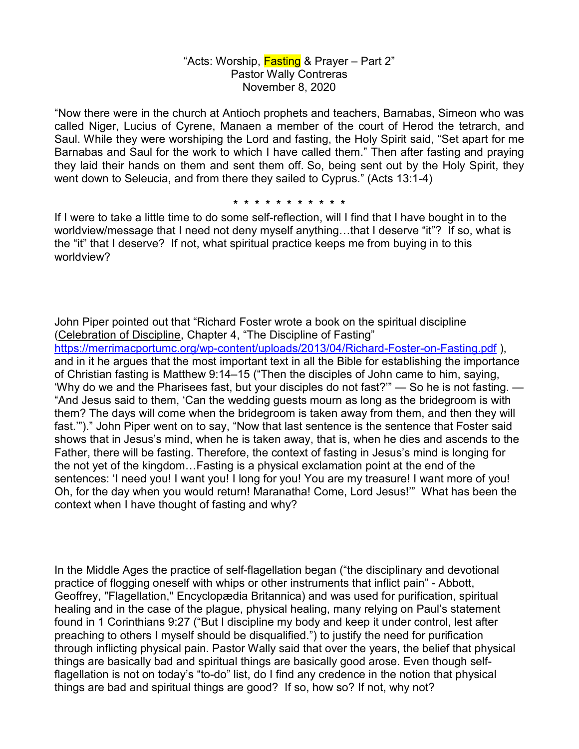"Acts: Worship, Fasting & Prayer – Part 2"
Pastor Wally Contreras
November 8, 2020

"Now there were in the church at Antioch prophets and teachers, Barnabas, Simeon who was called Niger, Lucius of Cyrene, Manaen a member of the court of Herod the tetrarch, and Saul. While they were worshiping the Lord and fasting, the Holy Spirit said, "Set apart for me Barnabas and Saul for the work to which I have called them." Then after fasting and praying they laid their hands on them and sent them off. So, being sent out by the Holy Spirit, they went down to Seleucia, and from there they sailed to Cyprus." (Acts 13:1-4)

\* \* \* \* \* \* \* \* \* \* \* \*

If I were to take a little time to do some self-reflection, will I find that I have bought in to the worldview/message that I need not deny myself anything…that I deserve "it"? If so, what is the "it" that I deserve? If not, what spiritual practice keeps me from buying in to this worldview?

John Piper pointed out that "Richard Foster wrote a book on the spiritual discipline (Celebration of Discipline, Chapter 4, "The Discipline of Fasting" https://merrimacportumc.org/wp-content/uploads/2013/04/Richard-Foster-on-Fasting.pdf ), and in it he argues that the most important text in all the Bible for establishing the importance of Christian fasting is Matthew 9:14–15 ("Then the disciples of John came to him, saying, 'Why do we and the Pharisees fast, but your disciples do not fast?'" — So he is not fasting. — "And Jesus said to them, 'Can the wedding guests mourn as long as the bridegroom is with them? The days will come when the bridegroom is taken away from them, and then they will fast.'")." John Piper went on to say, "Now that last sentence is the sentence that Foster said shows that in Jesus's mind, when he is taken away, that is, when he dies and ascends to the Father, there will be fasting. Therefore, the context of fasting in Jesus's mind is longing for the not yet of the kingdom…Fasting is a physical exclamation point at the end of the sentences: 'I need you! I want you! I long for you! You are my treasure! I want more of you! Oh, for the day when you would return! Maranatha! Come, Lord Jesus!'" What has been the context when I have thought of fasting and why?

In the Middle Ages the practice of self-flagellation began ("the disciplinary and devotional practice of flogging oneself with whips or other instruments that inflict pain" - Abbott, Geoffrey, "Flagellation," Encyclopædia Britannica) and was used for purification, spiritual healing and in the case of the plague, physical healing, many relying on Paul's statement found in 1 Corinthians 9:27 ("But I discipline my body and keep it under control, lest after preaching to others I myself should be disqualified.") to justify the need for purification through inflicting physical pain. Pastor Wally said that over the years, the belief that physical things are basically bad and spiritual things are basically good arose. Even though self-flagellation is not on today's "to-do" list, do I find any credence in the notion that physical things are bad and spiritual things are good? If so, how so? If not, why not?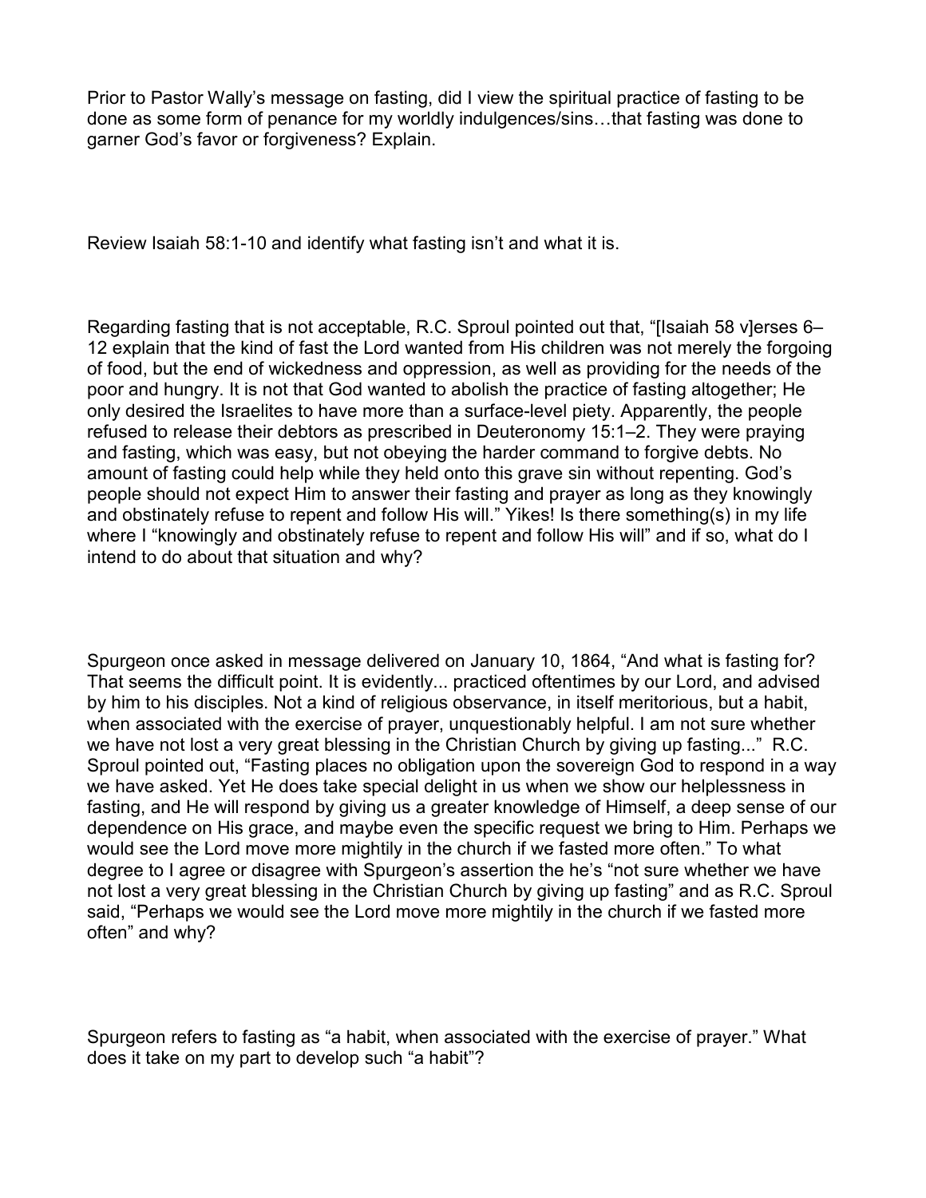Prior to Pastor Wally's message on fasting, did I view the spiritual practice of fasting to be done as some form of penance for my worldly indulgences/sins…that fasting was done to garner God's favor or forgiveness? Explain.

Review Isaiah 58:1-10 and identify what fasting isn't and what it is.

Regarding fasting that is not acceptable, R.C. Sproul pointed out that, "[Isaiah 58 v]erses 6–12 explain that the kind of fast the Lord wanted from His children was not merely the forgoing of food, but the end of wickedness and oppression, as well as providing for the needs of the poor and hungry. It is not that God wanted to abolish the practice of fasting altogether; He only desired the Israelites to have more than a surface-level piety. Apparently, the people refused to release their debtors as prescribed in Deuteronomy 15:1–2. They were praying and fasting, which was easy, but not obeying the harder command to forgive debts. No amount of fasting could help while they held onto this grave sin without repenting. God's people should not expect Him to answer their fasting and prayer as long as they knowingly and obstinately refuse to repent and follow His will." Yikes! Is there something(s) in my life where I "knowingly and obstinately refuse to repent and follow His will" and if so, what do I intend to do about that situation and why?

Spurgeon once asked in message delivered on January 10, 1864, "And what is fasting for? That seems the difficult point. It is evidently... practiced oftentimes by our Lord, and advised by him to his disciples. Not a kind of religious observance, in itself meritorious, but a habit, when associated with the exercise of prayer, unquestionably helpful. I am not sure whether we have not lost a very great blessing in the Christian Church by giving up fasting..." R.C. Sproul pointed out, "Fasting places no obligation upon the sovereign God to respond in a way we have asked. Yet He does take special delight in us when we show our helplessness in fasting, and He will respond by giving us a greater knowledge of Himself, a deep sense of our dependence on His grace, and maybe even the specific request we bring to Him. Perhaps we would see the Lord move more mightily in the church if we fasted more often." To what degree to I agree or disagree with Spurgeon's assertion the he's "not sure whether we have not lost a very great blessing in the Christian Church by giving up fasting" and as R.C. Sproul said, "Perhaps we would see the Lord move more mightily in the church if we fasted more often" and why?

Spurgeon refers to fasting as "a habit, when associated with the exercise of prayer." What does it take on my part to develop such "a habit"?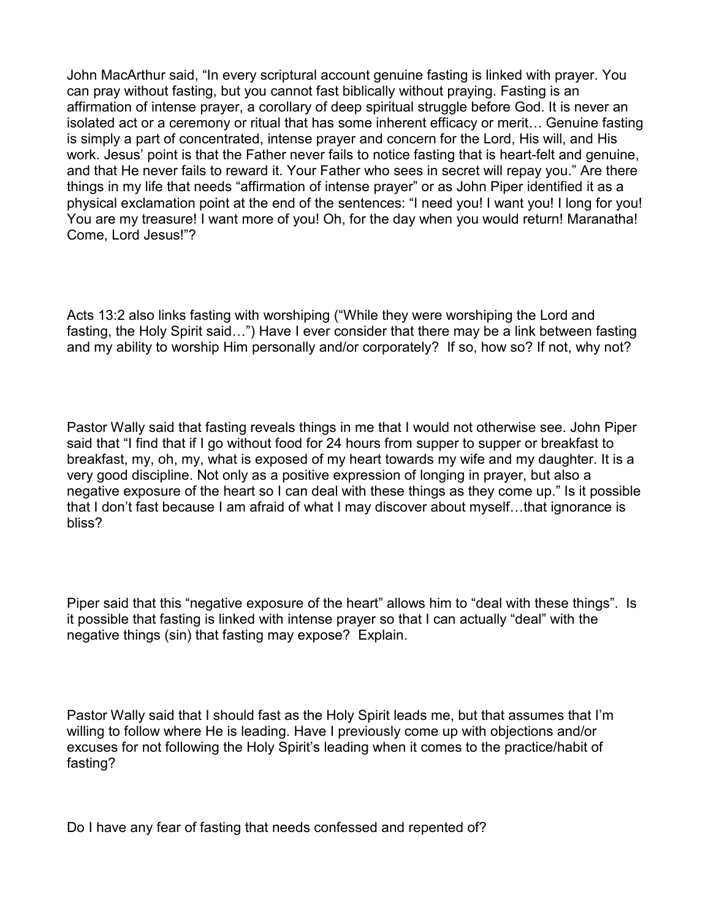John MacArthur said, “In every scriptural account genuine fasting is linked with prayer. You can pray without fasting, but you cannot fast biblically without praying. Fasting is an affirmation of intense prayer, a corollary of deep spiritual struggle before God. It is never an isolated act or a ceremony or ritual that has some inherent efficacy or merit… Genuine fasting is simply a part of concentrated, intense prayer and concern for the Lord, His will, and His work. Jesus’ point is that the Father never fails to notice fasting that is heart-felt and genuine, and that He never fails to reward it. Your Father who sees in secret will repay you.” Are there things in my life that needs “affirmation of intense prayer” or as John Piper identified it as a physical exclamation point at the end of the sentences: “I need you! I want you! I long for you! You are my treasure! I want more of you! Oh, for the day when you would return! Maranatha! Come, Lord Jesus!”?

Acts 13:2 also links fasting with worshiping (“While they were worshiping the Lord and fasting, the Holy Spirit said…”) Have I ever consider that there may be a link between fasting and my ability to worship Him personally and/or corporately? If so, how so? If not, why not?

Pastor Wally said that fasting reveals things in me that I would not otherwise see. John Piper said that “I find that if I go without food for 24 hours from supper to supper or breakfast to breakfast, my, oh, my, what is exposed of my heart towards my wife and my daughter. It is a very good discipline. Not only as a positive expression of longing in prayer, but also a negative exposure of the heart so I can deal with these things as they come up.” Is it possible that I don’t fast because I am afraid of what I may discover about myself…that ignorance is bliss?

Piper said that this “negative exposure of the heart” allows him to “deal with these things”. Is it possible that fasting is linked with intense prayer so that I can actually “deal” with the negative things (sin) that fasting may expose? Explain.

Pastor Wally said that I should fast as the Holy Spirit leads me, but that assumes that I’m willing to follow where He is leading. Have I previously come up with objections and/or excuses for not following the Holy Spirit’s leading when it comes to the practice/habit of fasting?

Do I have any fear of fasting that needs confessed and repented of?